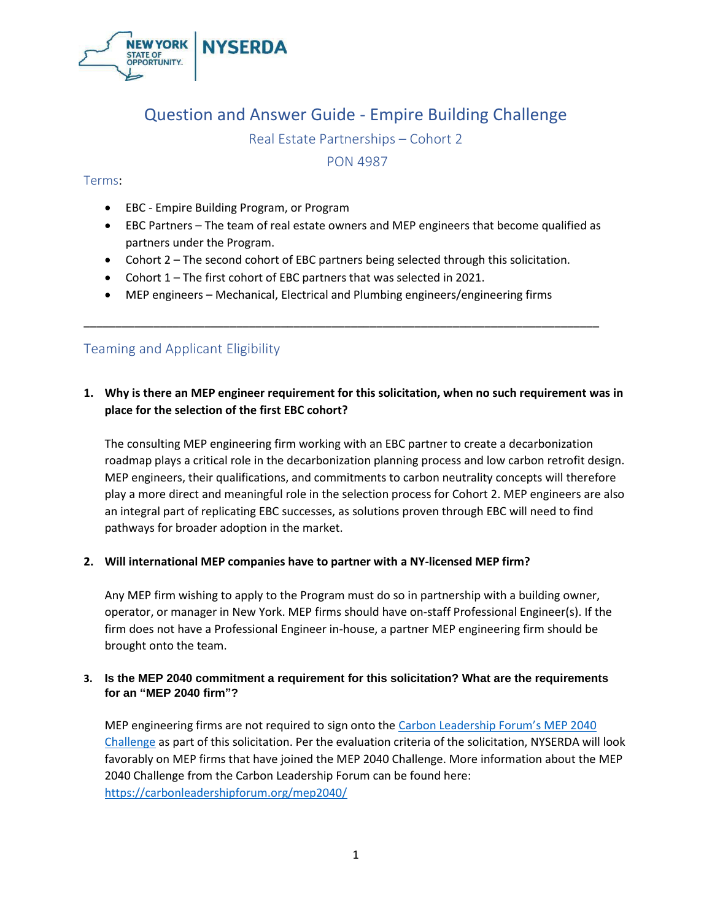# Question and Answer Guide - Empire Building Challenge

## Real Estate Partnerships – Cohort 2

## PON 4987

### Terms:

- EBC - Empire Building Program, or Program
- EBC Partners – The team of real estate owners and MEP engineers that become qualified as partners under the Program.
- Cohort 2 – The second cohort of EBC partners being selected through this solicitation.
- Cohort 1 – The first cohort of EBC partners that was selected in 2021.
- MEP engineers – Mechanical, Electrical and Plumbing engineers/engineering firms

---

## Teaming and Applicant Eligibility

**1. Why is there an MEP engineer requirement for this solicitation, when no such requirement was in place for the selection of the first EBC cohort?**

The consulting MEP engineering firm working with an EBC partner to create a decarbonization roadmap plays a critical role in the decarbonization planning process and low carbon retrofit design. MEP engineers, their qualifications, and commitments to carbon neutrality concepts will therefore play a more direct and meaningful role in the selection process for Cohort 2. MEP engineers are also an integral part of replicating EBC successes, as solutions proven through EBC will need to find pathways for broader adoption in the market.

**2. Will international MEP companies have to partner with a NY-licensed MEP firm?**

Any MEP firm wishing to apply to the Program must do so in partnership with a building owner, operator, or manager in New York. MEP firms should have on-staff Professional Engineer(s). If the firm does not have a Professional Engineer in-house, a partner MEP engineering firm should be brought onto the team.

**3. Is the MEP 2040 commitment a requirement for this solicitation? What are the requirements for an "MEP 2040 firm"?**

MEP engineering firms are not required to sign onto the [Carbon Leadership Forum's MEP 2040 Challenge](https://carbonleadershipforum.org/mep2040/) as part of this solicitation. Per the evaluation criteria of the solicitation, NYSERDA will look favorably on MEP firms that have joined the MEP 2040 Challenge. More information about the MEP 2040 Challenge from the Carbon Leadership Forum can be found here: https://carbonleadershipforum.org/mep2040/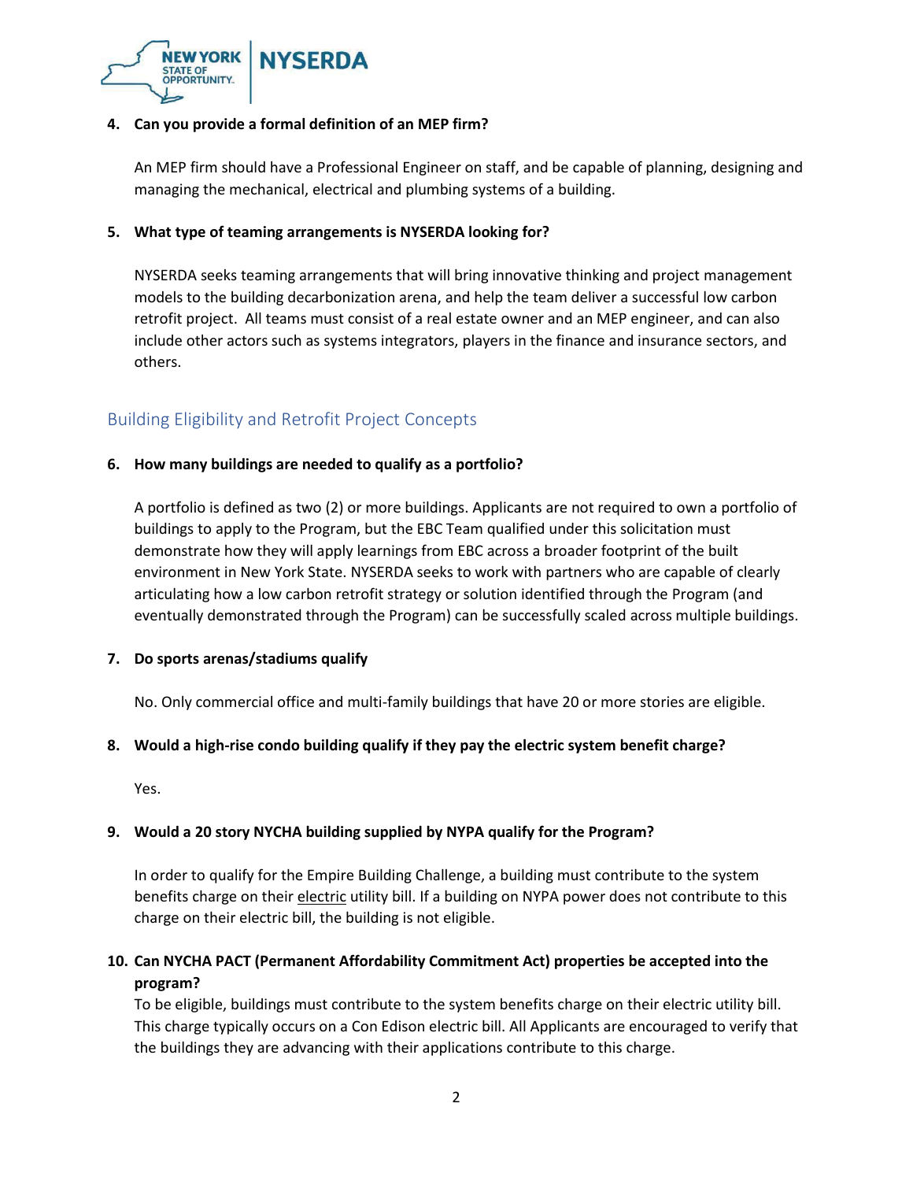**4. Can you provide a formal definition of an MEP firm?**

An MEP firm should have a Professional Engineer on staff, and be capable of planning, designing and managing the mechanical, electrical and plumbing systems of a building.

**5. What type of teaming arrangements is NYSERDA looking for?**

NYSERDA seeks teaming arrangements that will bring innovative thinking and project management models to the building decarbonization arena, and help the team deliver a successful low carbon retrofit project. All teams must consist of a real estate owner and an MEP engineer, and can also include other actors such as systems integrators, players in the finance and insurance sectors, and others.

## Building Eligibility and Retrofit Project Concepts

**6. How many buildings are needed to qualify as a portfolio?**

A portfolio is defined as two (2) or more buildings. Applicants are not required to own a portfolio of buildings to apply to the Program, but the EBC Team qualified under this solicitation must demonstrate how they will apply learnings from EBC across a broader footprint of the built environment in New York State. NYSERDA seeks to work with partners who are capable of clearly articulating how a low carbon retrofit strategy or solution identified through the Program (and eventually demonstrated through the Program) can be successfully scaled across multiple buildings.

**7. Do sports arenas/stadiums qualify**

No. Only commercial office and multi-family buildings that have 20 or more stories are eligible.

**8. Would a high-rise condo building qualify if they pay the electric system benefit charge?**

Yes.

**9. Would a 20 story NYCHA building supplied by NYPA qualify for the Program?**

In order to qualify for the Empire Building Challenge, a building must contribute to the system benefits charge on their electric utility bill. If a building on NYPA power does not contribute to this charge on their electric bill, the building is not eligible.

**10. Can NYCHA PACT (Permanent Affordability Commitment Act) properties be accepted into the program?**

To be eligible, buildings must contribute to the system benefits charge on their electric utility bill. This charge typically occurs on a Con Edison electric bill. All Applicants are encouraged to verify that the buildings they are advancing with their applications contribute to this charge.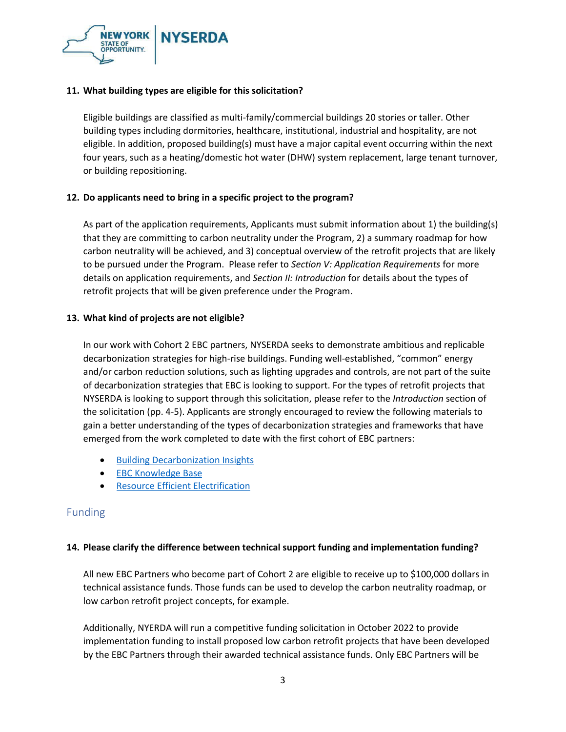**11. What building types are eligible for this solicitation?**

Eligible buildings are classified as multi-family/commercial buildings 20 stories or taller. Other building types including dormitories, healthcare, institutional, industrial and hospitality, are not eligible. In addition, proposed building(s) must have a major capital event occurring within the next four years, such as a heating/domestic hot water (DHW) system replacement, large tenant turnover, or building repositioning.

**12. Do applicants need to bring in a specific project to the program?**

As part of the application requirements, Applicants must submit information about 1) the building(s) that they are committing to carbon neutrality under the Program, 2) a summary roadmap for how carbon neutrality will be achieved, and 3) conceptual overview of the retrofit projects that are likely to be pursued under the Program. Please refer to *Section V: Application Requirements* for more details on application requirements, and *Section II: Introduction* for details about the types of retrofit projects that will be given preference under the Program.

**13. What kind of projects are not eligible?**

In our work with Cohort 2 EBC partners, NYSERDA seeks to demonstrate ambitious and replicable decarbonization strategies for high-rise buildings. Funding well-established, "common" energy and/or carbon reduction solutions, such as lighting upgrades and controls, are not part of the suite of decarbonization strategies that EBC is looking to support. For the types of retrofit projects that NYSERDA is looking to support through this solicitation, please refer to the *Introduction* section of the solicitation (pp. 4-5). Applicants are strongly encouraged to review the following materials to gain a better understanding of the types of decarbonization strategies and frameworks that have emerged from the work completed to date with the first cohort of EBC partners:

- Building Decarbonization Insights
- EBC Knowledge Base
- Resource Efficient Electrification

## Funding

**14. Please clarify the difference between technical support funding and implementation funding?**

All new EBC Partners who become part of Cohort 2 are eligible to receive up to $100,000 dollars in technical assistance funds. Those funds can be used to develop the carbon neutrality roadmap, or low carbon retrofit project concepts, for example.

Additionally, NYERDA will run a competitive funding solicitation in October 2022 to provide implementation funding to install proposed low carbon retrofit projects that have been developed by the EBC Partners through their awarded technical assistance funds. Only EBC Partners will be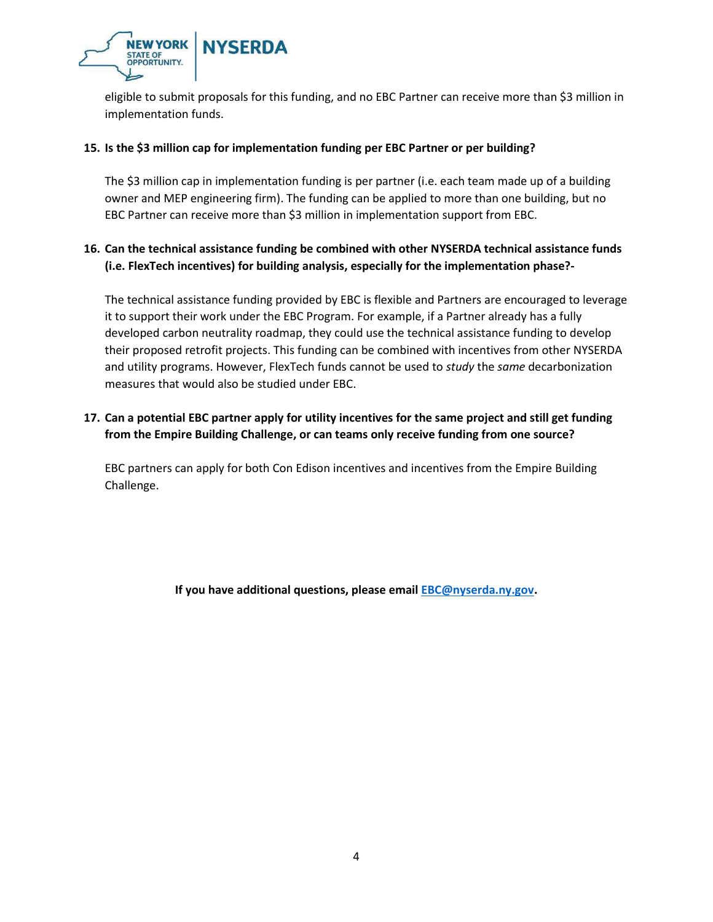eligible to submit proposals for this funding, and no EBC Partner can receive more than $3 million in implementation funds.

**15. Is the $3 million cap for implementation funding per EBC Partner or per building?**

The $3 million cap in implementation funding is per partner (i.e. each team made up of a building owner and MEP engineering firm). The funding can be applied to more than one building, but no EBC Partner can receive more than $3 million in implementation support from EBC.

**16. Can the technical assistance funding be combined with other NYSERDA technical assistance funds (i.e. FlexTech incentives) for building analysis, especially for the implementation phase?-**

The technical assistance funding provided by EBC is flexible and Partners are encouraged to leverage it to support their work under the EBC Program. For example, if a Partner already has a fully developed carbon neutrality roadmap, they could use the technical assistance funding to develop their proposed retrofit projects. This funding can be combined with incentives from other NYSERDA and utility programs. However, FlexTech funds cannot be used to *study* the *same* decarbonization measures that would also be studied under EBC.

**17. Can a potential EBC partner apply for utility incentives for the same project and still get funding from the Empire Building Challenge, or can teams only receive funding from one source?**

EBC partners can apply for both Con Edison incentives and incentives from the Empire Building Challenge.

**If you have additional questions, please email [EBC@nyserda.ny.gov](mailto:EBC@nyserda.ny.gov).**